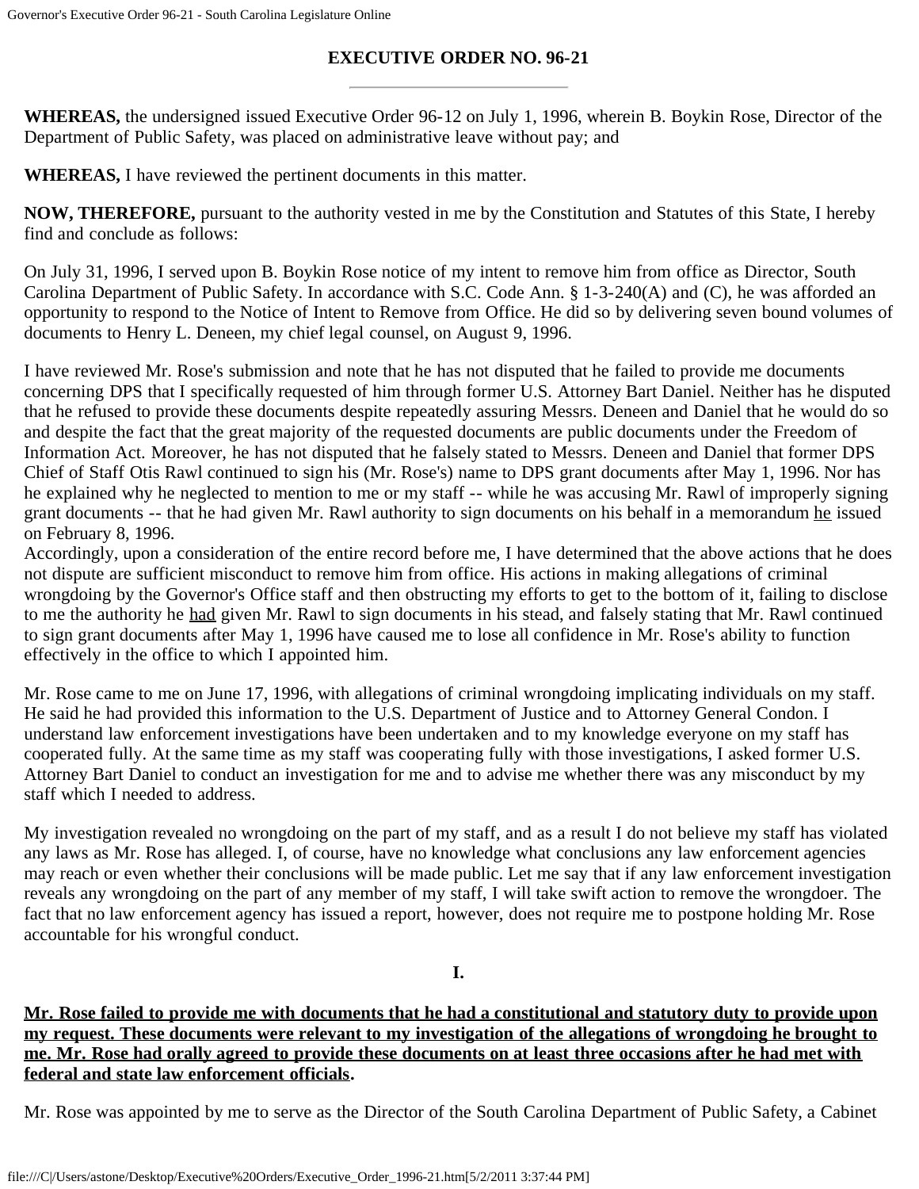# EXECUTIVE ORDER NO. 96-21

---

**WHEREAS,** the undersigned issued Executive Order 96-12 on July 1, 1996, wherein B. Boykin Rose, Director of the Department of Public Safety, was placed on administrative leave without pay; and

**WHEREAS,** I have reviewed the pertinent documents in this matter.

**NOW, THEREFORE,** pursuant to the authority vested in me by the Constitution and Statutes of this State, I hereby find and conclude as follows:

On July 31, 1996, I served upon B. Boykin Rose notice of my intent to remove him from office as Director, South Carolina Department of Public Safety. In accordance with S.C. Code Ann. § 1-3-240(A) and (C), he was afforded an opportunity to respond to the Notice of Intent to Remove from Office. He did so by delivering seven bound volumes of documents to Henry L. Deneen, my chief legal counsel, on August 9, 1996.

I have reviewed Mr. Rose's submission and note that he has not disputed that he failed to provide me documents concerning DPS that I specifically requested of him through former U.S. Attorney Bart Daniel. Neither has he disputed that he refused to provide these documents despite repeatedly assuring Messrs. Deneen and Daniel that he would do so and despite the fact that the great majority of the requested documents are public documents under the Freedom of Information Act. Moreover, he has not disputed that he falsely stated to Messrs. Deneen and Daniel that former DPS Chief of Staff Otis Rawl continued to sign his (Mr. Rose's) name to DPS grant documents after May 1, 1996. Nor has he explained why he neglected to mention to me or my staff -- while he was accusing Mr. Rawl of improperly signing grant documents -- that he had given Mr. Rawl authority to sign documents on his behalf in a memorandum <u>he</u> issued on February 8, 1996.
Accordingly, upon a consideration of the entire record before me, I have determined that the above actions that he does not dispute are sufficient misconduct to remove him from office. His actions in making allegations of criminal wrongdoing by the Governor's Office staff and then obstructing my efforts to get to the bottom of it, failing to disclose to me the authority he <u>had</u> given Mr. Rawl to sign documents in his stead, and falsely stating that Mr. Rawl continued to sign grant documents after May 1, 1996 have caused me to lose all confidence in Mr. Rose's ability to function effectively in the office to which I appointed him.

Mr. Rose came to me on June 17, 1996, with allegations of criminal wrongdoing implicating individuals on my staff. He said he had provided this information to the U.S. Department of Justice and to Attorney General Condon. I understand law enforcement investigations have been undertaken and to my knowledge everyone on my staff has cooperated fully. At the same time as my staff was cooperating fully with those investigations, I asked former U.S. Attorney Bart Daniel to conduct an investigation for me and to advise me whether there was any misconduct by my staff which I needed to address.

My investigation revealed no wrongdoing on the part of my staff, and as a result I do not believe my staff has violated any laws as Mr. Rose has alleged. I, of course, have no knowledge what conclusions any law enforcement agencies may reach or even whether their conclusions will be made public. Let me say that if any law enforcement investigation reveals any wrongdoing on the part of any member of my staff, I will take swift action to remove the wrongdoer. The fact that no law enforcement agency has issued a report, however, does not require me to postpone holding Mr. Rose accountable for his wrongful conduct.

## I.

**<u>Mr. Rose failed to provide me with documents that he had a constitutional and statutory duty to provide upon my request. These documents were relevant to my investigation of the allegations of wrongdoing he brought to me. Mr. Rose had orally agreed to provide these documents on at least three occasions after he had met with federal and state law enforcement officials</u>.**

Mr. Rose was appointed by me to serve as the Director of the South Carolina Department of Public Safety, a Cabinet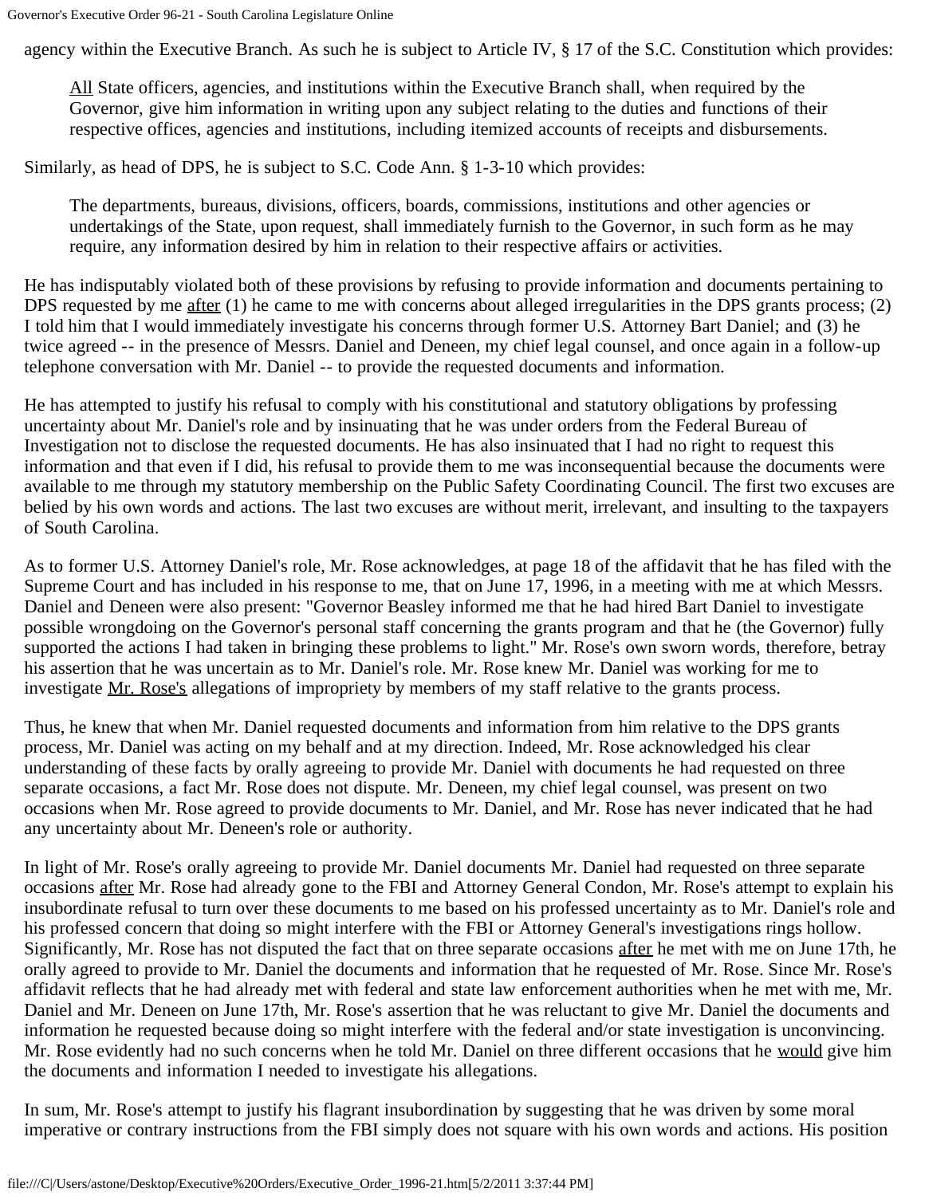agency within the Executive Branch. As such he is subject to Article IV, § 17 of the S.C. Constitution which provides:

> All State officers, agencies, and institutions within the Executive Branch shall, when required by the Governor, give him information in writing upon any subject relating to the duties and functions of their respective offices, agencies and institutions, including itemized accounts of receipts and disbursements.

Similarly, as head of DPS, he is subject to S.C. Code Ann. § 1-3-10 which provides:

> The departments, bureaus, divisions, officers, boards, commissions, institutions and other agencies or undertakings of the State, upon request, shall immediately furnish to the Governor, in such form as he may require, any information desired by him in relation to their respective affairs or activities.

He has indisputably violated both of these provisions by refusing to provide information and documents pertaining to DPS requested by me after (1) he came to me with concerns about alleged irregularities in the DPS grants process; (2) I told him that I would immediately investigate his concerns through former U.S. Attorney Bart Daniel; and (3) he twice agreed -- in the presence of Messrs. Daniel and Deneen, my chief legal counsel, and once again in a follow-up telephone conversation with Mr. Daniel -- to provide the requested documents and information.

He has attempted to justify his refusal to comply with his constitutional and statutory obligations by professing uncertainty about Mr. Daniel's role and by insinuating that he was under orders from the Federal Bureau of Investigation not to disclose the requested documents. He has also insinuated that I had no right to request this information and that even if I did, his refusal to provide them to me was inconsequential because the documents were available to me through my statutory membership on the Public Safety Coordinating Council. The first two excuses are belied by his own words and actions. The last two excuses are without merit, irrelevant, and insulting to the taxpayers of South Carolina.

As to former U.S. Attorney Daniel's role, Mr. Rose acknowledges, at page 18 of the affidavit that he has filed with the Supreme Court and has included in his response to me, that on June 17, 1996, in a meeting with me at which Messrs. Daniel and Deneen were also present: "Governor Beasley informed me that he had hired Bart Daniel to investigate possible wrongdoing on the Governor's personal staff concerning the grants program and that he (the Governor) fully supported the actions I had taken in bringing these problems to light." Mr. Rose's own sworn words, therefore, betray his assertion that he was uncertain as to Mr. Daniel's role. Mr. Rose knew Mr. Daniel was working for me to investigate Mr. Rose's allegations of impropriety by members of my staff relative to the grants process.

Thus, he knew that when Mr. Daniel requested documents and information from him relative to the DPS grants process, Mr. Daniel was acting on my behalf and at my direction. Indeed, Mr. Rose acknowledged his clear understanding of these facts by orally agreeing to provide Mr. Daniel with documents he had requested on three separate occasions, a fact Mr. Rose does not dispute. Mr. Deneen, my chief legal counsel, was present on two occasions when Mr. Rose agreed to provide documents to Mr. Daniel, and Mr. Rose has never indicated that he had any uncertainty about Mr. Deneen's role or authority.

In light of Mr. Rose's orally agreeing to provide Mr. Daniel documents Mr. Daniel had requested on three separate occasions after Mr. Rose had already gone to the FBI and Attorney General Condon, Mr. Rose's attempt to explain his insubordinate refusal to turn over these documents to me based on his professed uncertainty as to Mr. Daniel's role and his professed concern that doing so might interfere with the FBI or Attorney General's investigations rings hollow. Significantly, Mr. Rose has not disputed the fact that on three separate occasions after he met with me on June 17th, he orally agreed to provide to Mr. Daniel the documents and information that he requested of Mr. Rose. Since Mr. Rose's affidavit reflects that he had already met with federal and state law enforcement authorities when he met with me, Mr. Daniel and Mr. Deneen on June 17th, Mr. Rose's assertion that he was reluctant to give Mr. Daniel the documents and information he requested because doing so might interfere with the federal and/or state investigation is unconvincing. Mr. Rose evidently had no such concerns when he told Mr. Daniel on three different occasions that he would give him the documents and information I needed to investigate his allegations.

In sum, Mr. Rose's attempt to justify his flagrant insubordination by suggesting that he was driven by some moral imperative or contrary instructions from the FBI simply does not square with his own words and actions. His position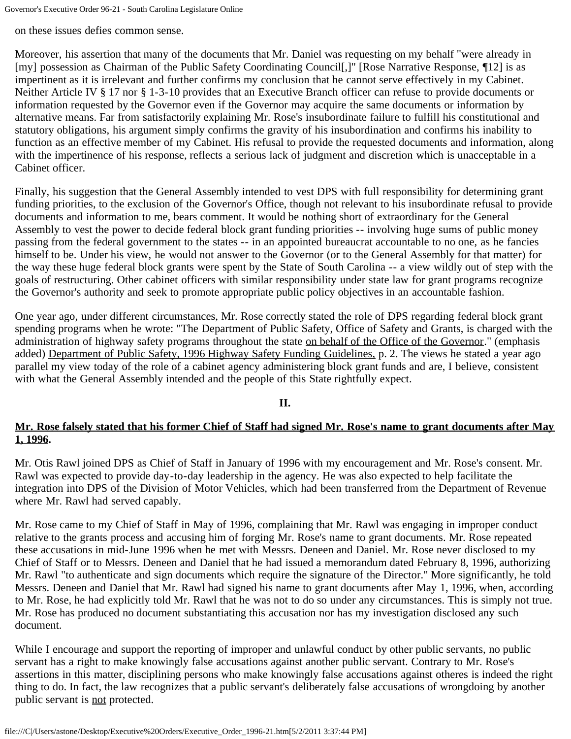on these issues defies common sense.

Moreover, his assertion that many of the documents that Mr. Daniel was requesting on my behalf "were already in [my] possession as Chairman of the Public Safety Coordinating Council[,]" [Rose Narrative Response, ¶12] is as impertinent as it is irrelevant and further confirms my conclusion that he cannot serve effectively in my Cabinet. Neither Article IV § 17 nor § 1-3-10 provides that an Executive Branch officer can refuse to provide documents or information requested by the Governor even if the Governor may acquire the same documents or information by alternative means. Far from satisfactorily explaining Mr. Rose's insubordinate failure to fulfill his constitutional and statutory obligations, his argument simply confirms the gravity of his insubordination and confirms his inability to function as an effective member of my Cabinet. His refusal to provide the requested documents and information, along with the impertinence of his response, reflects a serious lack of judgment and discretion which is unacceptable in a Cabinet officer.

Finally, his suggestion that the General Assembly intended to vest DPS with full responsibility for determining grant funding priorities, to the exclusion of the Governor's Office, though not relevant to his insubordinate refusal to provide documents and information to me, bears comment. It would be nothing short of extraordinary for the General Assembly to vest the power to decide federal block grant funding priorities -- involving huge sums of public money passing from the federal government to the states -- in an appointed bureaucrat accountable to no one, as he fancies himself to be. Under his view, he would not answer to the Governor (or to the General Assembly for that matter) for the way these huge federal block grants were spent by the State of South Carolina -- a view wildly out of step with the goals of restructuring. Other cabinet officers with similar responsibility under state law for grant programs recognize the Governor's authority and seek to promote appropriate public policy objectives in an accountable fashion.

One year ago, under different circumstances, Mr. Rose correctly stated the role of DPS regarding federal block grant spending programs when he wrote: "The Department of Public Safety, Office of Safety and Grants, is charged with the administration of highway safety programs throughout the state <u>on behalf of the Office of the Governor</u>." (emphasis added) <u>Department of Public Safety, 1996 Highway Safety Funding Guidelines,</u> p. 2. The views he stated a year ago parallel my view today of the role of a cabinet agency administering block grant funds and are, I believe, consistent with what the General Assembly intended and the people of this State rightfully expect.

## II.

**<u>Mr. Rose falsely stated that his former Chief of Staff had signed Mr. Rose's name to grant documents after May 1, 1996</u>.**

Mr. Otis Rawl joined DPS as Chief of Staff in January of 1996 with my encouragement and Mr. Rose's consent. Mr. Rawl was expected to provide day-to-day leadership in the agency. He was also expected to help facilitate the integration into DPS of the Division of Motor Vehicles, which had been transferred from the Department of Revenue where Mr. Rawl had served capably.

Mr. Rose came to my Chief of Staff in May of 1996, complaining that Mr. Rawl was engaging in improper conduct relative to the grants process and accusing him of forging Mr. Rose's name to grant documents. Mr. Rose repeated these accusations in mid-June 1996 when he met with Messrs. Deneen and Daniel. Mr. Rose never disclosed to my Chief of Staff or to Messrs. Deneen and Daniel that he had issued a memorandum dated February 8, 1996, authorizing Mr. Rawl "to authenticate and sign documents which require the signature of the Director." More significantly, he told Messrs. Deneen and Daniel that Mr. Rawl had signed his name to grant documents after May 1, 1996, when, according to Mr. Rose, he had explicitly told Mr. Rawl that he was not to do so under any circumstances. This is simply not true. Mr. Rose has produced no document substantiating this accusation nor has my investigation disclosed any such document.

While I encourage and support the reporting of improper and unlawful conduct by other public servants, no public servant has a right to make knowingly false accusations against another public servant. Contrary to Mr. Rose's assertions in this matter, disciplining persons who make knowingly false accusations against otheres is indeed the right thing to do. In fact, the law recognizes that a public servant's deliberately false accusations of wrongdoing by another public servant is <u>not</u> protected.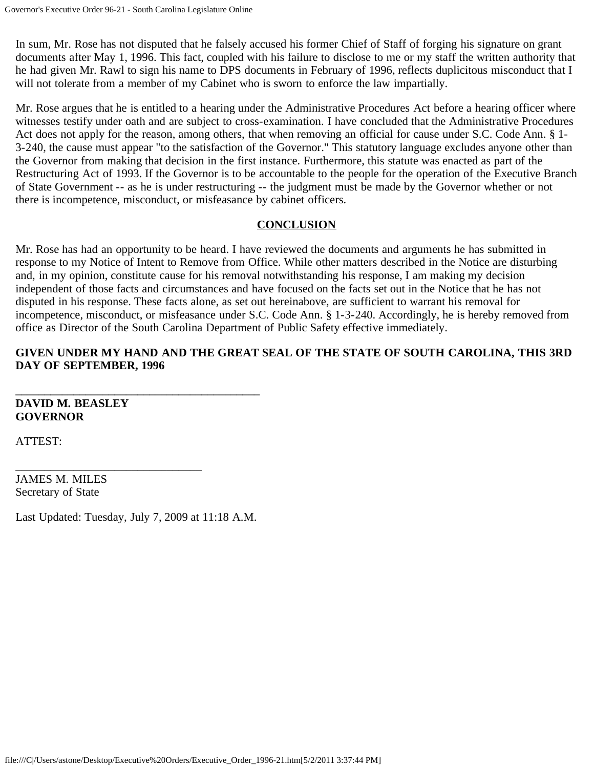In sum, Mr. Rose has not disputed that he falsely accused his former Chief of Staff of forging his signature on grant documents after May 1, 1996. This fact, coupled with his failure to disclose to me or my staff the written authority that he had given Mr. Rawl to sign his name to DPS documents in February of 1996, reflects duplicitous misconduct that I will not tolerate from a member of my Cabinet who is sworn to enforce the law impartially.

Mr. Rose argues that he is entitled to a hearing under the Administrative Procedures Act before a hearing officer where witnesses testify under oath and are subject to cross-examination. I have concluded that the Administrative Procedures Act does not apply for the reason, among others, that when removing an official for cause under S.C. Code Ann. § 1-3-240, the cause must appear "to the satisfaction of the Governor." This statutory language excludes anyone other than the Governor from making that decision in the first instance. Furthermore, this statute was enacted as part of the Restructuring Act of 1993. If the Governor is to be accountable to the people for the operation of the Executive Branch of State Government -- as he is under restructuring -- the judgment must be made by the Governor whether or not there is incompetence, misconduct, or misfeasance by cabinet officers.

## CONCLUSION

Mr. Rose has had an opportunity to be heard. I have reviewed the documents and arguments he has submitted in response to my Notice of Intent to Remove from Office. While other matters described in the Notice are disturbing and, in my opinion, constitute cause for his removal notwithstanding his response, I am making my decision independent of those facts and circumstances and have focused on the facts set out in the Notice that he has not disputed in his response. These facts alone, as set out hereinabove, are sufficient to warrant his removal for incompetence, misconduct, or misfeasance under S.C. Code Ann. § 1-3-240. Accordingly, he is hereby removed from office as Director of the South Carolina Department of Public Safety effective immediately.

**GIVEN UNDER MY HAND AND THE GREAT SEAL OF THE STATE OF SOUTH CAROLINA, THIS 3RD DAY OF SEPTEMBER, 1996**

**\_\_\_\_\_\_\_\_\_\_\_\_\_\_\_\_\_\_\_\_\_\_\_\_\_\_\_\_\_\_\_\_\_\_\_\_\_\_\_\_**
**DAVID M. BEASLEY**
**GOVERNOR**

ATTEST:

\_\_\_\_\_\_\_\_\_\_\_\_\_\_\_\_\_\_\_\_\_\_\_\_\_\_\_\_\_\_\_\_
JAMES M. MILES
Secretary of State

Last Updated: Tuesday, July 7, 2009 at 11:18 A.M.